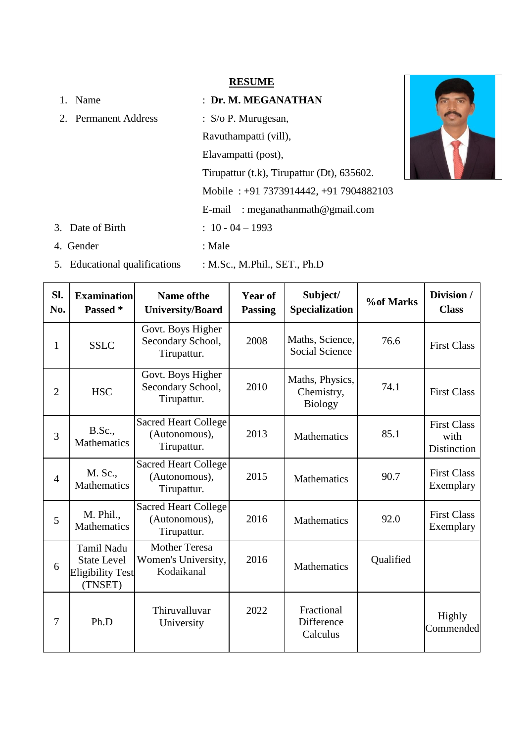# RESUME

1. Name : **Dr. M. MEGANATHAN**
2. Permanent Address : S/o P. Murugesan,
   Ravuthampatti (vill),
   Elavampatti (post),
   Tirupattur (t.k), Tirupattur (Dt), 635602.
   Mobile : +91 7373914442, +91 7904882103
   E-mail : meganathanmath@gmail.com
3. Date of Birth : 10 - 04 – 1993
4. Gender : Male
5. Educational qualifications : M.Sc., M.Phil., SET., Ph.D

| Sl. No. | Examination Passed * | Name ofthe University/Board | Year of Passing | Subject/ Specialization | %of Marks | Division / Class |
|---|---|---|---|---|---|---|
| 1 | SSLC | Govt. Boys Higher Secondary School, Tirupattur. | 2008 | Maths, Science, Social Science | 76.6 | First Class |
| 2 | HSC | Govt. Boys Higher Secondary School, Tirupattur. | 2010 | Maths, Physics, Chemistry, Biology | 74.1 | First Class |
| 3 | B.Sc., Mathematics | Sacred Heart College (Autonomous), Tirupattur. | 2013 | Mathematics | 85.1 | First Class with Distinction |
| 4 | M. Sc., Mathematics | Sacred Heart College (Autonomous), Tirupattur. | 2015 | Mathematics | 90.7 | First Class Exemplary |
| 5 | M. Phil., Mathematics | Sacred Heart College (Autonomous), Tirupattur. | 2016 | Mathematics | 92.0 | First Class Exemplary |
| 6 | Tamil Nadu State Level Eligibility Test (TNSET) | Mother Teresa Women's University, Kodaikanal | 2016 | Mathematics | Qualified | |
| 7 | Ph.D | Thiruvalluvar University | 2022 | Fractional Difference Calculus | | Highly Commended |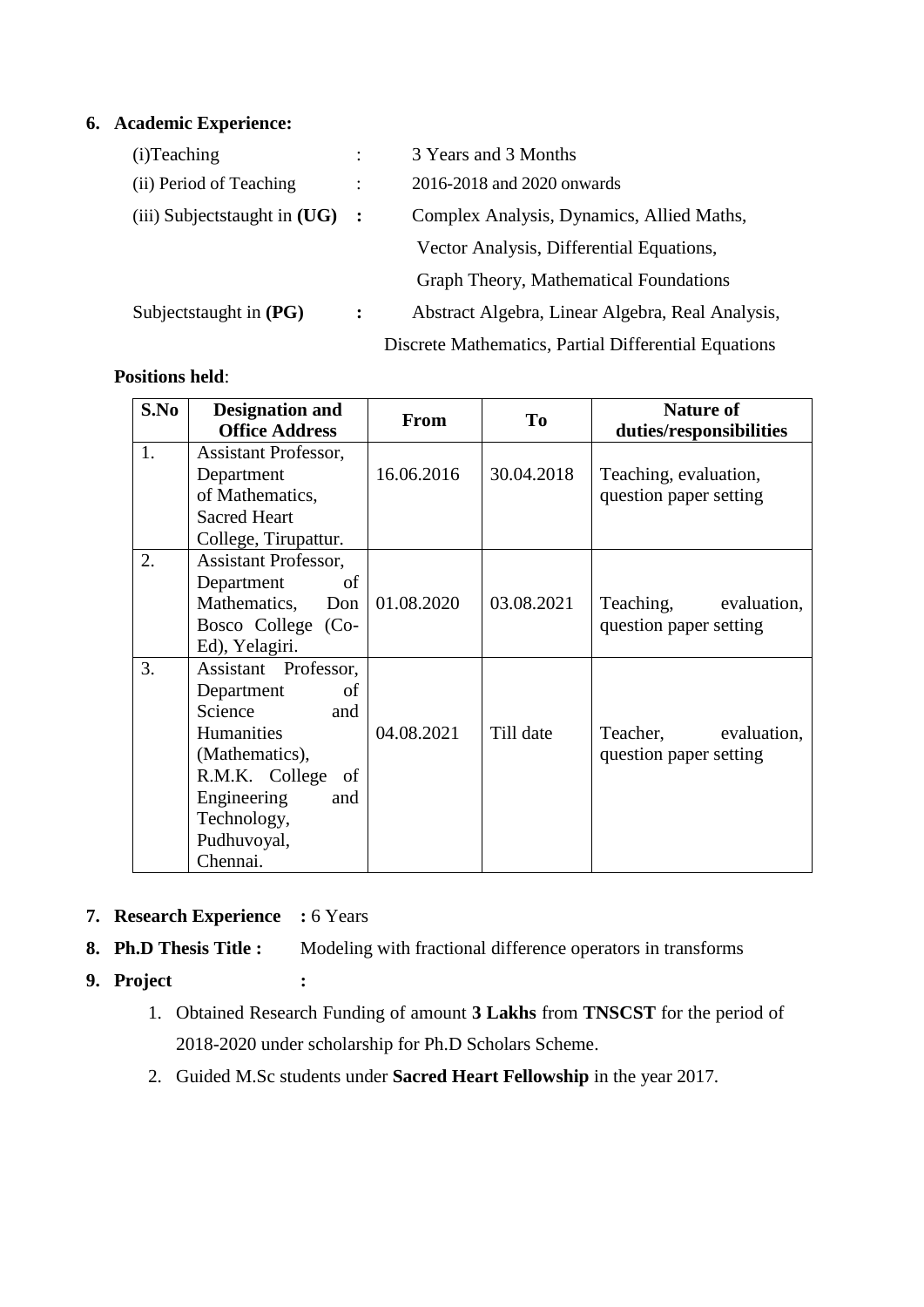**6. Academic Experience:**

(i)Teaching : 3 Years and 3 Months

(ii) Period of Teaching : 2016-2018 and 2020 onwards

(iii) Subjectstaught in **(UG)** **:** Complex Analysis, Dynamics, Allied Maths, Vector Analysis, Differential Equations, Graph Theory, Mathematical Foundations

Subjectstaught in **(PG)** **:** Abstract Algebra, Linear Algebra, Real Analysis, Discrete Mathematics, Partial Differential Equations

**Positions held**:

| S.No | Designation and Office Address | From | To | Nature of duties/responsibilities |
|---|---|---|---|---|
| 1. | Assistant Professor, Department of Mathematics, Sacred Heart College, Tirupattur. | 16.06.2016 | 30.04.2018 | Teaching, evaluation, question paper setting |
| 2. | Assistant Professor, Department of Mathematics, Don Bosco College (Co-Ed), Yelagiri. | 01.08.2020 | 03.08.2021 | Teaching, evaluation, question paper setting |
| 3. | Assistant Professor, Department of Science and Humanities (Mathematics), R.M.K. College of Engineering and Technology, Pudhuvoyal, Chennai. | 04.08.2021 | Till date | Teacher, evaluation, question paper setting |

**7. Research Experience** **:** 6 Years

**8. Ph.D Thesis Title :** Modeling with fractional difference operators in transforms

**9. Project** **:**

1. Obtained Research Funding of amount **3 Lakhs** from **TNSCST** for the period of 2018-2020 under scholarship for Ph.D Scholars Scheme.
2. Guided M.Sc students under **Sacred Heart Fellowship** in the year 2017.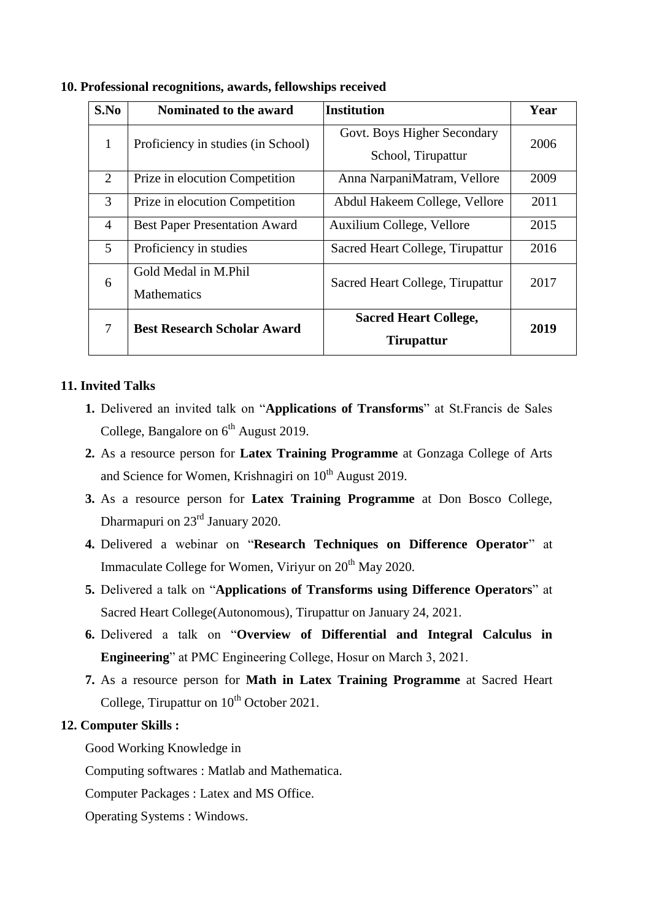## 10. Professional recognitions, awards, fellowships received

| S.No | Nominated to the award | Institution | Year |
|---|---|---|---|
| 1 | Proficiency in studies (in School) | Govt. Boys Higher Secondary School, Tirupattur | 2006 |
| 2 | Prize in elocution Competition | Anna NarpaniMatram, Vellore | 2009 |
| 3 | Prize in elocution Competition | Abdul Hakeem College, Vellore | 2011 |
| 4 | Best Paper Presentation Award | Auxilium College, Vellore | 2015 |
| 5 | Proficiency in studies | Sacred Heart College, Tirupattur | 2016 |
| 6 | Gold Medal in M.Phil Mathematics | Sacred Heart College, Tirupattur | 2017 |
| 7 | **Best Research Scholar Award** | **Sacred Heart College, Tirupattur** | **2019** |

## 11. Invited Talks

1. Delivered an invited talk on "**Applications of Transforms**" at St.Francis de Sales College, Bangalore on 6th August 2019.
2. As a resource person for **Latex Training Programme** at Gonzaga College of Arts and Science for Women, Krishnagiri on 10th August 2019.
3. As a resource person for **Latex Training Programme** at Don Bosco College, Dharmapuri on 23rd January 2020.
4. Delivered a webinar on "**Research Techniques on Difference Operator**" at Immaculate College for Women, Viriyur on 20th May 2020.
5. Delivered a talk on "**Applications of Transforms using Difference Operators**" at Sacred Heart College(Autonomous), Tirupattur on January 24, 2021.
6. Delivered a talk on "**Overview of Differential and Integral Calculus in Engineering**" at PMC Engineering College, Hosur on March 3, 2021.
7. As a resource person for **Math in Latex Training Programme** at Sacred Heart College, Tirupattur on 10th October 2021.

## 12. Computer Skills :

Good Working Knowledge in

Computing softwares : Matlab and Mathematica.

Computer Packages : Latex and MS Office.

Operating Systems : Windows.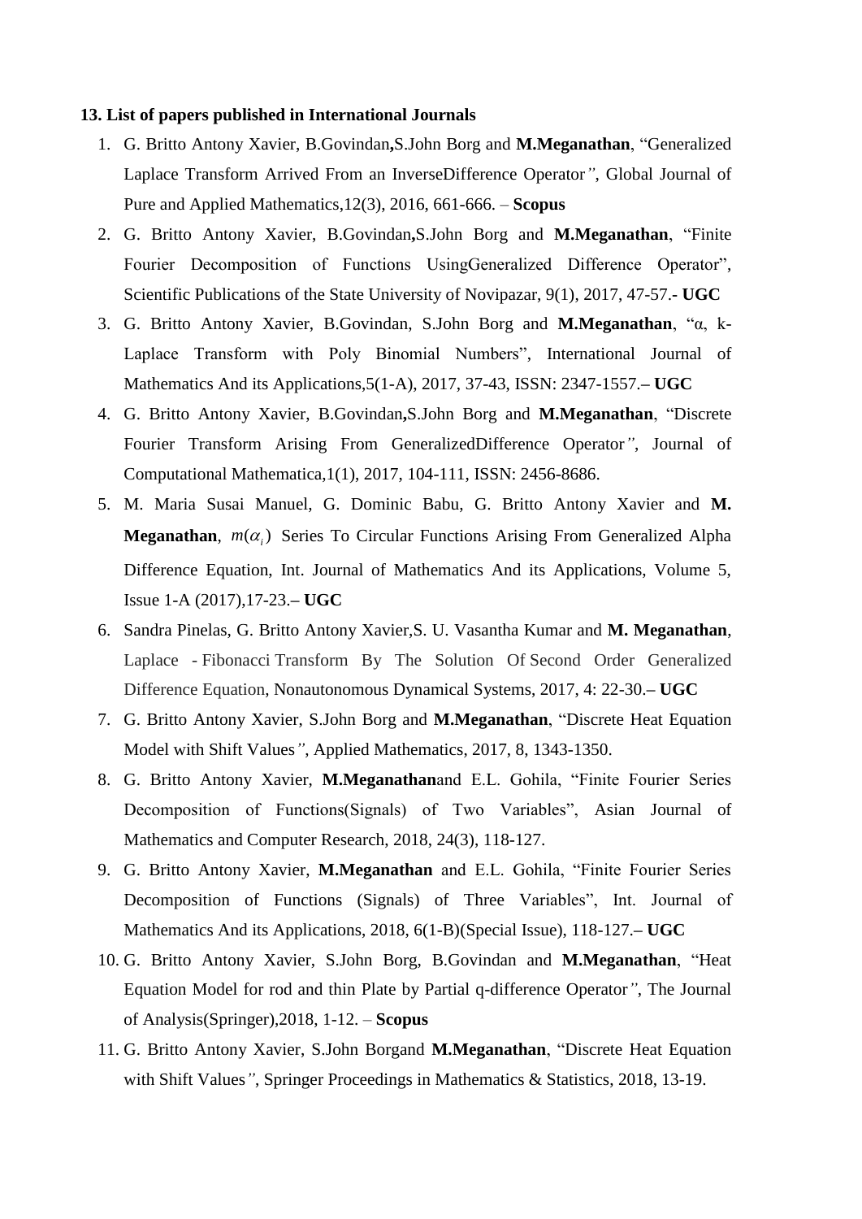**13. List of papers published in International Journals**

1. G. Britto Antony Xavier, B.Govindan**,**S.John Borg and **M.Meganathan**, “Generalized Laplace Transform Arrived From an InverseDifference Operator*”*, Global Journal of Pure and Applied Mathematics,12(3), 2016, 661-666. – **Scopus**
2. G. Britto Antony Xavier, B.Govindan**,**S.John Borg and **M.Meganathan**, “Finite Fourier Decomposition of Functions UsingGeneralized Difference Operator”, Scientific Publications of the State University of Novipazar, 9(1), 2017, 47-57.- **UGC**
3. G. Britto Antony Xavier, B.Govindan, S.John Borg and **M.Meganathan**, “α, k-Laplace Transform with Poly Binomial Numbers”, International Journal of Mathematics And its Applications,5(1-A), 2017, 37-43, ISSN: 2347-1557.**– UGC**
4. G. Britto Antony Xavier, B.Govindan**,**S.John Borg and **M.Meganathan**, “Discrete Fourier Transform Arising From GeneralizedDifference Operator*”*, Journal of Computational Mathematica,1(1), 2017, 104-111, ISSN: 2456-8686.
5. M. Maria Susai Manuel, G. Dominic Babu, G. Britto Antony Xavier and **M. Meganathan**, $m(\alpha_i)$ Series To Circular Functions Arising From Generalized Alpha Difference Equation, Int. Journal of Mathematics And its Applications, Volume 5, Issue 1-A (2017),17-23.**– UGC**
6. Sandra Pinelas, G. Britto Antony Xavier,S. U. Vasantha Kumar and **M. Meganathan**, Laplace - Fibonacci Transform By The Solution Of Second Order Generalized Difference Equation, Nonautonomous Dynamical Systems, 2017, 4: 22-30.**– UGC**
7. G. Britto Antony Xavier, S.John Borg and **M.Meganathan**, “Discrete Heat Equation Model with Shift Values*”*, Applied Mathematics, 2017, 8, 1343-1350.
8. G. Britto Antony Xavier, **M.Meganathan**and E.L. Gohila, “Finite Fourier Series Decomposition of Functions(Signals) of Two Variables”, Asian Journal of Mathematics and Computer Research, 2018, 24(3), 118-127.
9. G. Britto Antony Xavier, **M.Meganathan** and E.L. Gohila, “Finite Fourier Series Decomposition of Functions (Signals) of Three Variables”, Int. Journal of Mathematics And its Applications, 2018, 6(1-B)(Special Issue), 118-127.**– UGC**
10. G. Britto Antony Xavier, S.John Borg, B.Govindan and **M.Meganathan**, “Heat Equation Model for rod and thin Plate by Partial q-difference Operator*”*, The Journal of Analysis(Springer),2018, 1-12. – **Scopus**
11. G. Britto Antony Xavier, S.John Borgand **M.Meganathan**, “Discrete Heat Equation with Shift Values*”*, Springer Proceedings in Mathematics & Statistics, 2018, 13-19.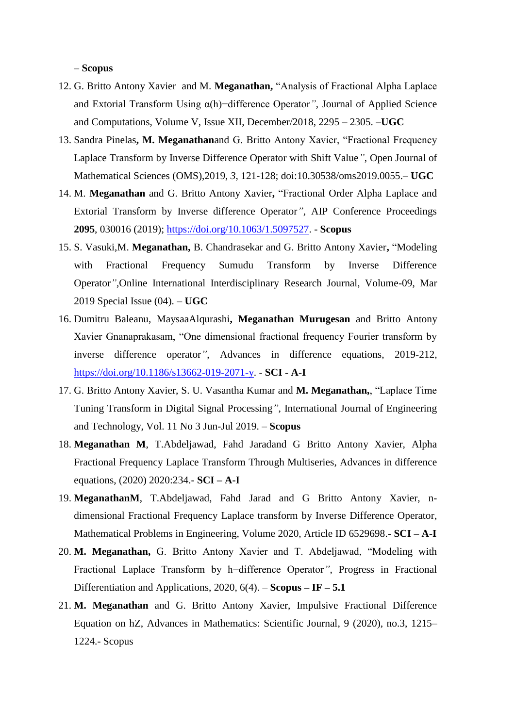– **Scopus**

12. G. Britto Antony Xavier and M. **Meganathan,** "Analysis of Fractional Alpha Laplace and Extorial Transform Using α(h)−difference Operator", Journal of Applied Science and Computations, Volume V, Issue XII, December/2018, 2295 – 2305. –**UGC**
13. Sandra Pinelas**, M. Meganathan**and G. Britto Antony Xavier, "Fractional Frequency Laplace Transform by Inverse Difference Operator with Shift Value", Open Journal of Mathematical Sciences (OMS),2019, *3*, 121-128; doi:10.30538/oms2019.0055.– **UGC**
14. M. **Meganathan** and G. Britto Antony Xavier**,** "Fractional Order Alpha Laplace and Extorial Transform by Inverse difference Operator", AIP Conference Proceedings **2095**, 030016 (2019); https://doi.org/10.1063/1.5097527. **- Scopus**
15. S. Vasuki,M. **Meganathan,** B. Chandrasekar and G. Britto Antony Xavier**,** "Modeling with Fractional Frequency Sumudu Transform by Inverse Difference Operator",Online International Interdisciplinary Research Journal, Volume-09, Mar 2019 Special Issue (04). – **UGC**
16. Dumitru Baleanu, MaysaaAlqurashi**, Meganathan Murugesan** and Britto Antony Xavier Gnanaprakasam, "One dimensional fractional frequency Fourier transform by inverse difference operator", Advances in difference equations, 2019-212, https://doi.org/10.1186/s13662-019-2071-y. **- SCI - A-I**
17. G. Britto Antony Xavier, S. U. Vasantha Kumar and **M. Meganathan,**, "Laplace Time Tuning Transform in Digital Signal Processing", International Journal of Engineering and Technology, Vol. 11 No 3 Jun-Jul 2019. – **Scopus**
18. **Meganathan M**, T.Abdeljawad, Fahd Jaradand G Britto Antony Xavier, Alpha Fractional Frequency Laplace Transform Through Multiseries, Advances in difference equations, (2020) 2020:234.- **SCI – A-I**
19. **MeganathanM**, T.Abdeljawad, Fahd Jarad and G Britto Antony Xavier, n-dimensional Fractional Frequency Laplace transform by Inverse Difference Operator, Mathematical Problems in Engineering, Volume 2020, Article ID 6529698.- **SCI – A-I**
20. **M. Meganathan,** G. Britto Antony Xavier and T. Abdeljawad, "Modeling with Fractional Laplace Transform by h−difference Operator", Progress in Fractional Differentiation and Applications, 2020, 6(4). – **Scopus – IF – 5.1**
21. **M. Meganathan** and G. Britto Antony Xavier, Impulsive Fractional Difference Equation on hZ, Advances in Mathematics: Scientific Journal, 9 (2020), no.3, 1215–1224.- Scopus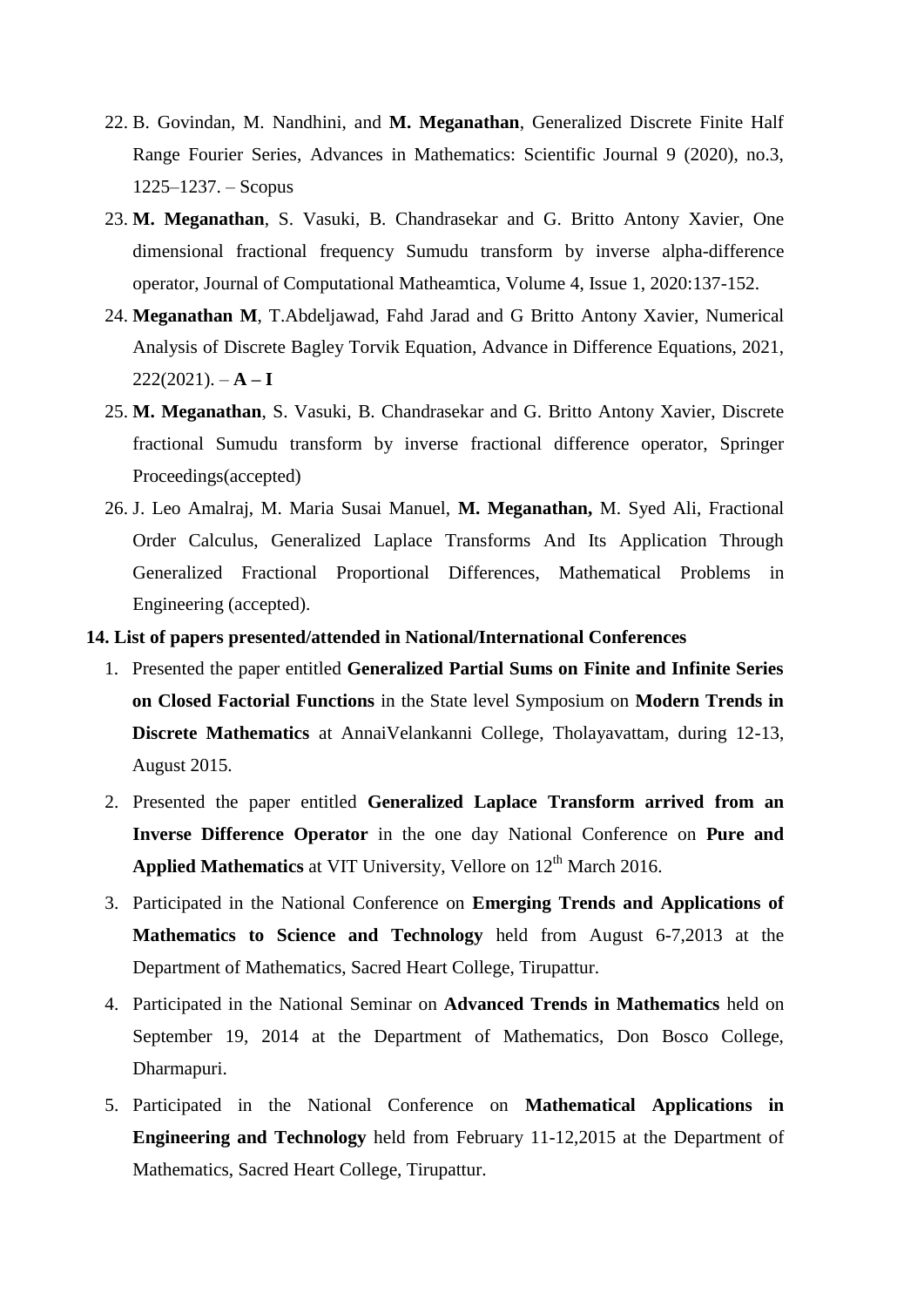22. B. Govindan, M. Nandhini, and **M. Meganathan**, Generalized Discrete Finite Half Range Fourier Series, Advances in Mathematics: Scientific Journal 9 (2020), no.3, 1225–1237. – Scopus
23. **M. Meganathan**, S. Vasuki, B. Chandrasekar and G. Britto Antony Xavier, One dimensional fractional frequency Sumudu transform by inverse alpha-difference operator, Journal of Computational Matheamtica, Volume 4, Issue 1, 2020:137-152.
24. **Meganathan M**, T.Abdeljawad, Fahd Jarad and G Britto Antony Xavier, Numerical Analysis of Discrete Bagley Torvik Equation, Advance in Difference Equations, 2021, 222(2021). – **A – I**
25. **M. Meganathan**, S. Vasuki, B. Chandrasekar and G. Britto Antony Xavier, Discrete fractional Sumudu transform by inverse fractional difference operator, Springer Proceedings(accepted)
26. J. Leo Amalraj, M. Maria Susai Manuel, **M. Meganathan,** M. Syed Ali, Fractional Order Calculus, Generalized Laplace Transforms And Its Application Through Generalized Fractional Proportional Differences, Mathematical Problems in Engineering (accepted).

**14. List of papers presented/attended in National/International Conferences**

1. Presented the paper entitled **Generalized Partial Sums on Finite and Infinite Series on Closed Factorial Functions** in the State level Symposium on **Modern Trends in Discrete Mathematics** at AnnaiVelankanni College, Tholayavattam, during 12-13, August 2015.
2. Presented the paper entitled **Generalized Laplace Transform arrived from an Inverse Difference Operator** in the one day National Conference on **Pure and Applied Mathematics** at VIT University, Vellore on 12th March 2016.
3. Participated in the National Conference on **Emerging Trends and Applications of Mathematics to Science and Technology** held from August 6-7,2013 at the Department of Mathematics, Sacred Heart College, Tirupattur.
4. Participated in the National Seminar on **Advanced Trends in Mathematics** held on September 19, 2014 at the Department of Mathematics, Don Bosco College, Dharmapuri.
5. Participated in the National Conference on **Mathematical Applications in Engineering and Technology** held from February 11-12,2015 at the Department of Mathematics, Sacred Heart College, Tirupattur.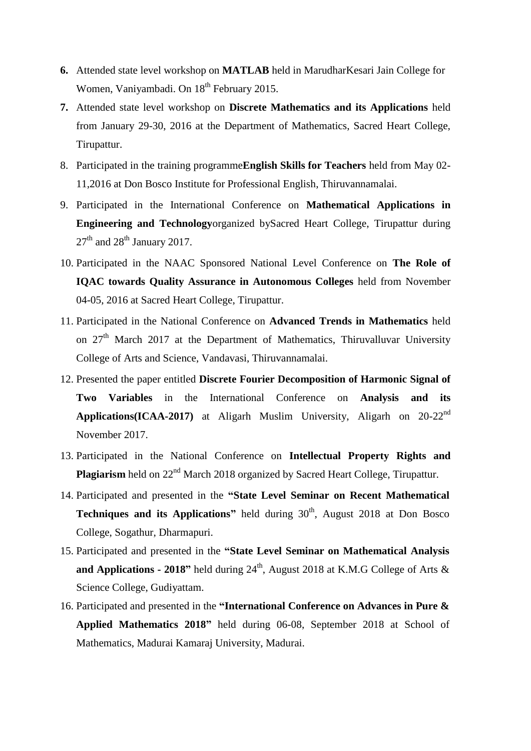6. Attended state level workshop on **MATLAB** held in MarudharKesari Jain College for Women, Vaniyambadi. On 18th February 2015.
7. Attended state level workshop on **Discrete Mathematics and its Applications** held from January 29-30, 2016 at the Department of Mathematics, Sacred Heart College, Tirupattur.
8. Participated in the training programme**English Skills for Teachers** held from May 02-11,2016 at Don Bosco Institute for Professional English, Thiruvannamalai.
9. Participated in the International Conference on **Mathematical Applications in Engineering and Technology**organized bySacred Heart College, Tirupattur during 27th and 28th January 2017.
10. Participated in the NAAC Sponsored National Level Conference on **The Role of IQAC towards Quality Assurance in Autonomous Colleges** held from November 04-05, 2016 at Sacred Heart College, Tirupattur.
11. Participated in the National Conference on **Advanced Trends in Mathematics** held on 27th March 2017 at the Department of Mathematics, Thiruvalluvar University College of Arts and Science, Vandavasi, Thiruvannamalai.
12. Presented the paper entitled **Discrete Fourier Decomposition of Harmonic Signal of Two Variables** in the International Conference on **Analysis and its Applications(ICAA-2017)** at Aligarh Muslim University, Aligarh on 20-22nd November 2017.
13. Participated in the National Conference on **Intellectual Property Rights and Plagiarism** held on 22nd March 2018 organized by Sacred Heart College, Tirupattur.
14. Participated and presented in the **"State Level Seminar on Recent Mathematical Techniques and its Applications"** held during 30th, August 2018 at Don Bosco College, Sogathur, Dharmapuri.
15. Participated and presented in the **"State Level Seminar on Mathematical Analysis and Applications - 2018"** held during 24th, August 2018 at K.M.G College of Arts & Science College, Gudiyattam.
16. Participated and presented in the **"International Conference on Advances in Pure & Applied Mathematics 2018"** held during 06-08, September 2018 at School of Mathematics, Madurai Kamaraj University, Madurai.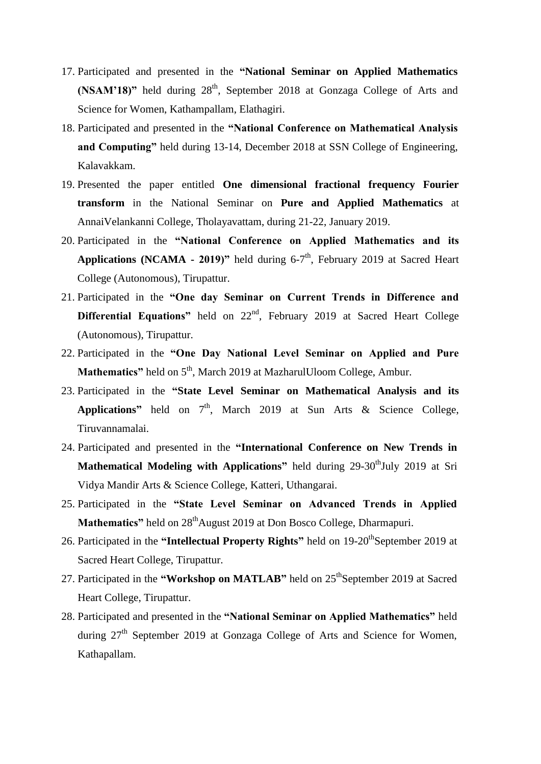17. Participated and presented in the **"National Seminar on Applied Mathematics (NSAM'18)"** held during 28$^{th}$, September 2018 at Gonzaga College of Arts and Science for Women, Kathampallam, Elathagiri.
18. Participated and presented in the **"National Conference on Mathematical Analysis and Computing"** held during 13-14, December 2018 at SSN College of Engineering, Kalavakkam.
19. Presented the paper entitled **One dimensional fractional frequency Fourier transform** in the National Seminar on **Pure and Applied Mathematics** at AnnaiVelankanni College, Tholayavattam, during 21-22, January 2019.
20. Participated in the **"National Conference on Applied Mathematics and its Applications (NCAMA - 2019)"** held during 6-7$^{th}$, February 2019 at Sacred Heart College (Autonomous), Tirupattur.
21. Participated in the **"One day Seminar on Current Trends in Difference and Differential Equations"** held on 22$^{nd}$, February 2019 at Sacred Heart College (Autonomous), Tirupattur.
22. Participated in the **"One Day National Level Seminar on Applied and Pure Mathematics"** held on 5$^{th}$, March 2019 at MazharulUloom College, Ambur.
23. Participated in the **"State Level Seminar on Mathematical Analysis and its Applications"** held on 7$^{th}$, March 2019 at Sun Arts & Science College, Tiruvannamalai.
24. Participated and presented in the **"International Conference on New Trends in Mathematical Modeling with Applications"** held during 29-30$^{th}$July 2019 at Sri Vidya Mandir Arts & Science College, Katteri, Uthangarai.
25. Participated in the **"State Level Seminar on Advanced Trends in Applied Mathematics"** held on 28$^{th}$August 2019 at Don Bosco College, Dharmapuri.
26. Participated in the **"Intellectual Property Rights"** held on 19-20$^{th}$September 2019 at Sacred Heart College, Tirupattur.
27. Participated in the **"Workshop on MATLAB"** held on 25$^{th}$September 2019 at Sacred Heart College, Tirupattur.
28. Participated and presented in the **"National Seminar on Applied Mathematics"** held during 27$^{th}$ September 2019 at Gonzaga College of Arts and Science for Women, Kathapallam.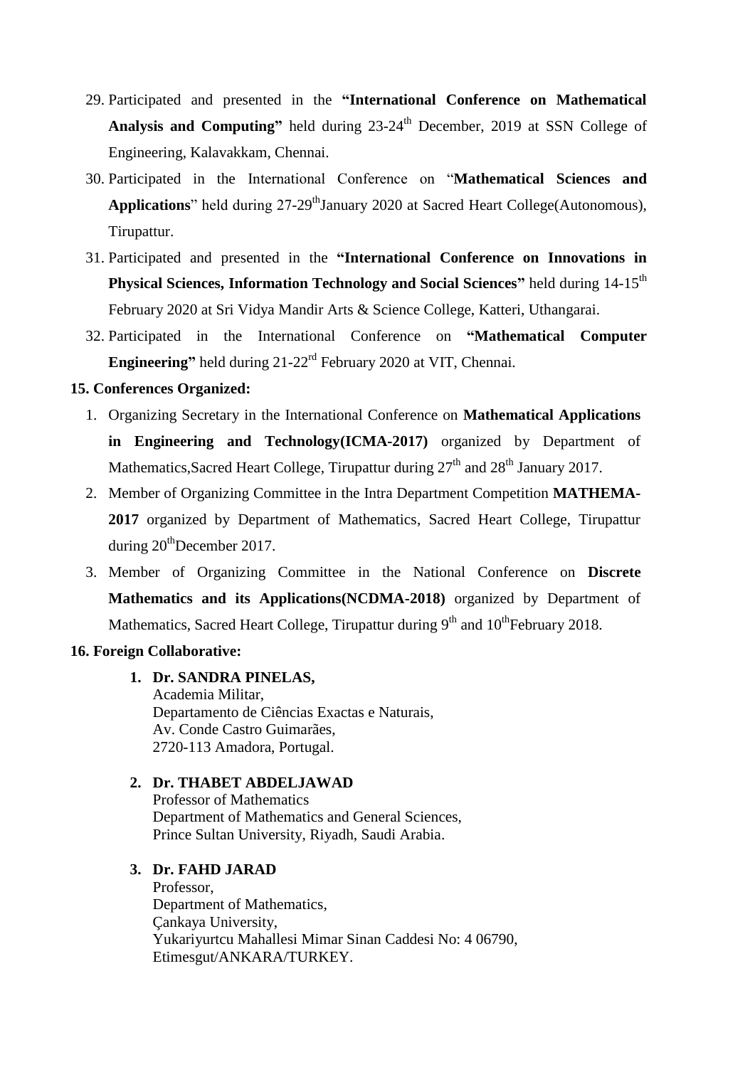29. Participated and presented in the **"International Conference on Mathematical Analysis and Computing"** held during 23-24th December, 2019 at SSN College of Engineering, Kalavakkam, Chennai.
30. Participated in the International Conference on "**Mathematical Sciences and Applications**" held during 27-29thJanuary 2020 at Sacred Heart College(Autonomous), Tirupattur.
31. Participated and presented in the **"International Conference on Innovations in Physical Sciences, Information Technology and Social Sciences"** held during 14-15th February 2020 at Sri Vidya Mandir Arts & Science College, Katteri, Uthangarai.
32. Participated in the International Conference on **"Mathematical Computer Engineering"** held during 21-22rd February 2020 at VIT, Chennai.

**15. Conferences Organized:**

1. Organizing Secretary in the International Conference on **Mathematical Applications in Engineering and Technology(ICMA-2017)** organized by Department of Mathematics,Sacred Heart College, Tirupattur during 27th and 28th January 2017.
2. Member of Organizing Committee in the Intra Department Competition **MATHEMA-2017** organized by Department of Mathematics, Sacred Heart College, Tirupattur during 20thDecember 2017.
3. Member of Organizing Committee in the National Conference on **Discrete Mathematics and its Applications(NCDMA-2018)** organized by Department of Mathematics, Sacred Heart College, Tirupattur during 9th and 10thFebruary 2018.

**16. Foreign Collaborative:**

1. **Dr. SANDRA PINELAS,**
   Academia Militar,
   Departamento de Ciências Exactas e Naturais,
   Av. Conde Castro Guimarães,
   2720-113 Amadora, Portugal.

2. **Dr. THABET ABDELJAWAD**
   Professor of Mathematics
   Department of Mathematics and General Sciences,
   Prince Sultan University, Riyadh, Saudi Arabia.

3. **Dr. FAHD JARAD**
   Professor,
   Department of Mathematics,
   Çankaya University,
   Yukariyurtcu Mahallesi Mimar Sinan Caddesi No: 4 06790,
   Etimesgut/ANKARA/TURKEY.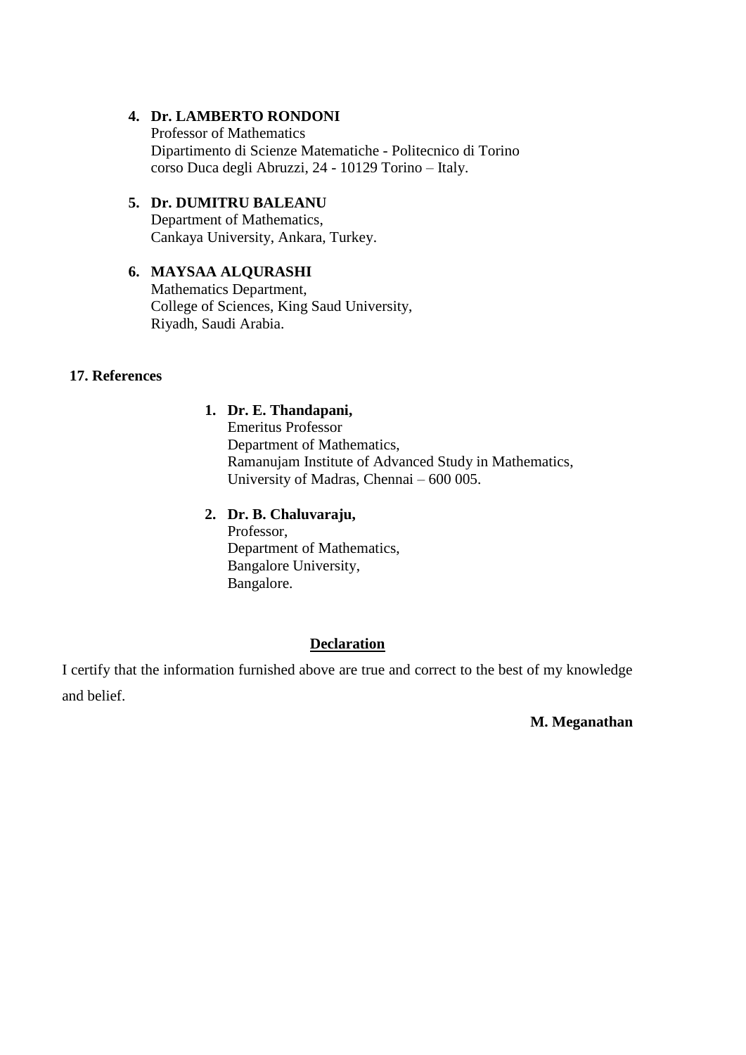4. **Dr. LAMBERTO RONDONI**
   Professor of Mathematics
   Dipartimento di Scienze Matematiche - Politecnico di Torino
   corso Duca degli Abruzzi, 24 - 10129 Torino – Italy.

5. **Dr. DUMITRU BALEANU**
   Department of Mathematics,
   Cankaya University, Ankara, Turkey.

6. **MAYSAA ALQURASHI**
   Mathematics Department,
   College of Sciences, King Saud University,
   Riyadh, Saudi Arabia.

**17. References**

1. **Dr. E. Thandapani,**
   Emeritus Professor
   Department of Mathematics,
   Ramanujam Institute of Advanced Study in Mathematics,
   University of Madras, Chennai – 600 005.

2. **Dr. B. Chaluvaraju,**
   Professor,
   Department of Mathematics,
   Bangalore University,
   Bangalore.

**Declaration**

I certify that the information furnished above are true and correct to the best of my knowledge and belief.

**M. Meganathan**